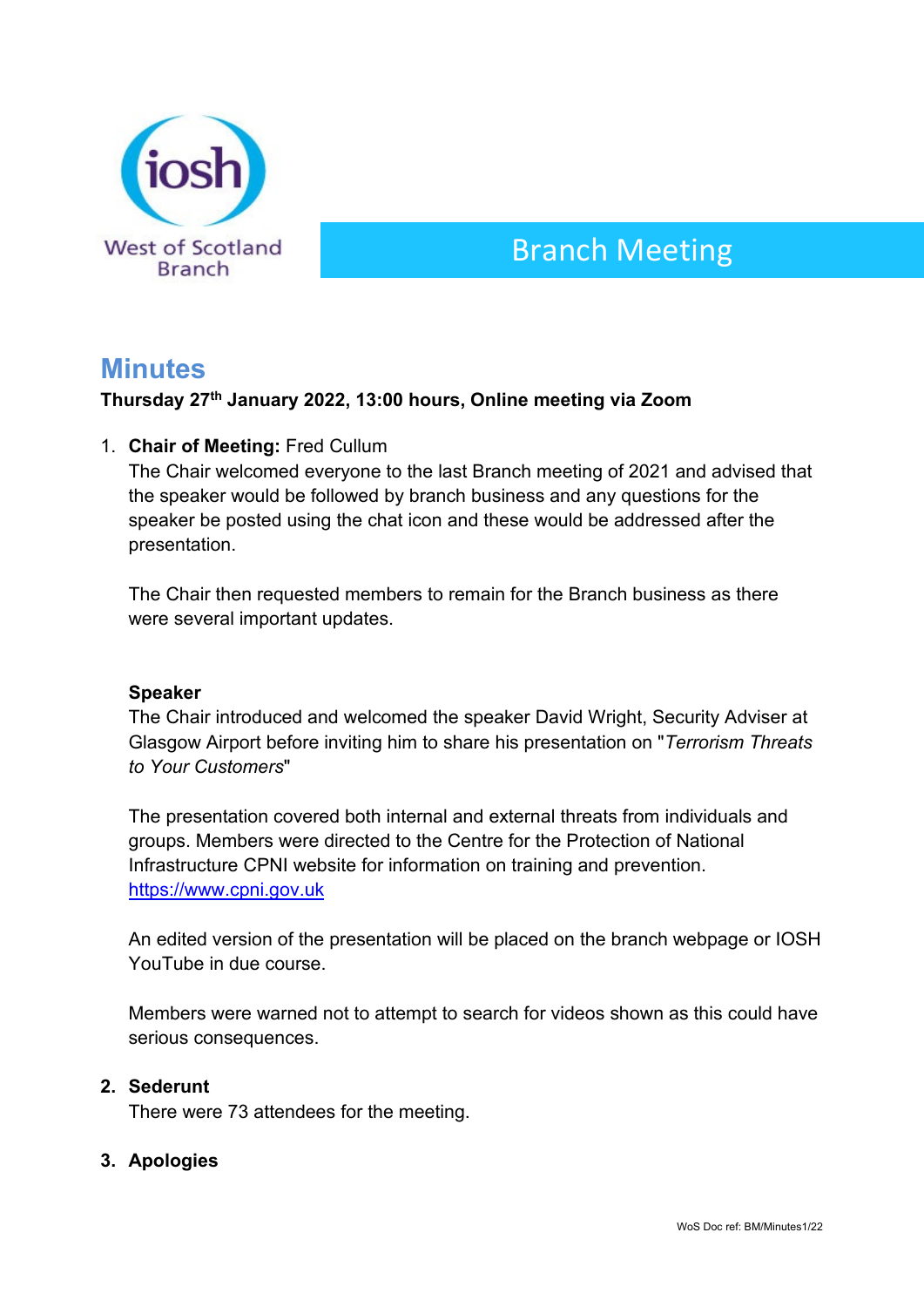iosh

West of Scotland Branch

# Branch Meeting

## Minutes

**Thursday 27th January 2022, 13:00 hours, Online meeting via Zoom**

1. **Chair of Meeting:** Fred Cullum

   The Chair welcomed everyone to the last Branch meeting of 2021 and advised that the speaker would be followed by branch business and any questions for the speaker be posted using the chat icon and these would be addressed after the presentation.

   The Chair then requested members to remain for the Branch business as there were several important updates.

   **Speaker**

   The Chair introduced and welcomed the speaker David Wright, Security Adviser at Glasgow Airport before inviting him to share his presentation on "*Terrorism Threats to Your Customers*"

   The presentation covered both internal and external threats from individuals and groups. Members were directed to the Centre for the Protection of National Infrastructure CPNI website for information on training and prevention. https://www.cpni.gov.uk

   An edited version of the presentation will be placed on the branch webpage or IOSH YouTube in due course.

   Members were warned not to attempt to search for videos shown as this could have serious consequences.

2. **Sederunt**

   There were 73 attendees for the meeting.

3. **Apologies**

WoS Doc ref: BM/Minutes1/22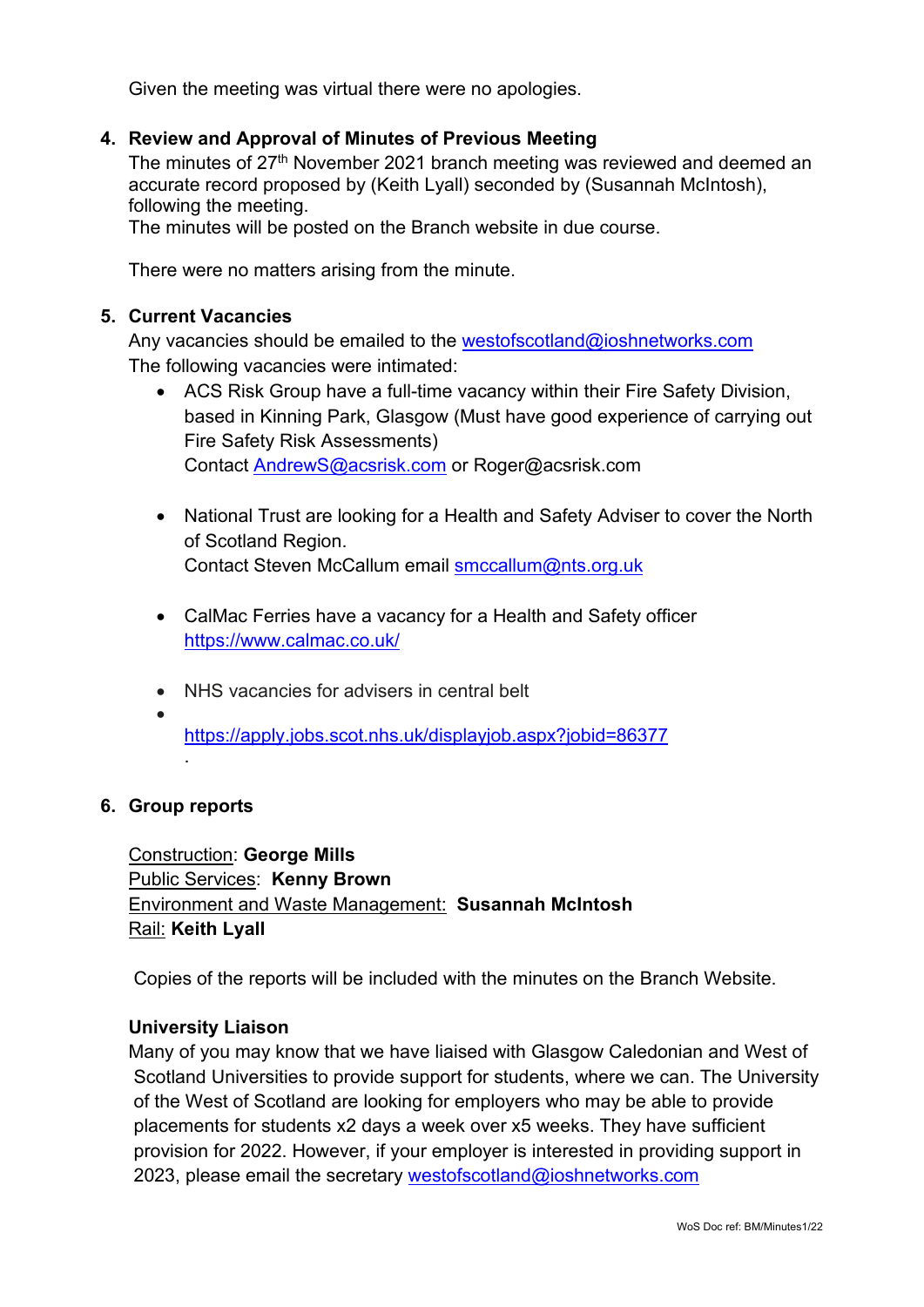Given the meeting was virtual there were no apologies.

4. **Review and Approval of Minutes of Previous Meeting**

   The minutes of 27th November 2021 branch meeting was reviewed and deemed an accurate record proposed by (Keith Lyall) seconded by (Susannah McIntosh), following the meeting.
   The minutes will be posted on the Branch website in due course.

   There were no matters arising from the minute.

5. **Current Vacancies**

   Any vacancies should be emailed to the westofscotland@ioshnetworks.com
   The following vacancies were intimated:

   - ACS Risk Group have a full-time vacancy within their Fire Safety Division, based in Kinning Park, Glasgow (Must have good experience of carrying out Fire Safety Risk Assessments)
     Contact AndrewS@acsrisk.com or Roger@acsrisk.com

   - National Trust are looking for a Health and Safety Adviser to cover the North of Scotland Region.
     Contact Steven McCallum email smccallum@nts.org.uk

   - CalMac Ferries have a vacancy for a Health and Safety officer
     https://www.calmac.co.uk/

   - NHS vacancies for advisers in central belt
   - https://apply.jobs.scot.nhs.uk/displayjob.aspx?jobid=86377
     .

6. **Group reports**

   Construction: **George Mills**
   Public Services: **Kenny Brown**
   Environment and Waste Management: **Susannah McIntosh**
   Rail: **Keith Lyall**

   Copies of the reports will be included with the minutes on the Branch Website.

   **University Liaison**

   Many of you may know that we have liaised with Glasgow Caledonian and West of Scotland Universities to provide support for students, where we can. The University of the West of Scotland are looking for employers who may be able to provide placements for students x2 days a week over x5 weeks. They have sufficient provision for 2022. However, if your employer is interested in providing support in 2023, please email the secretary westofscotland@ioshnetworks.com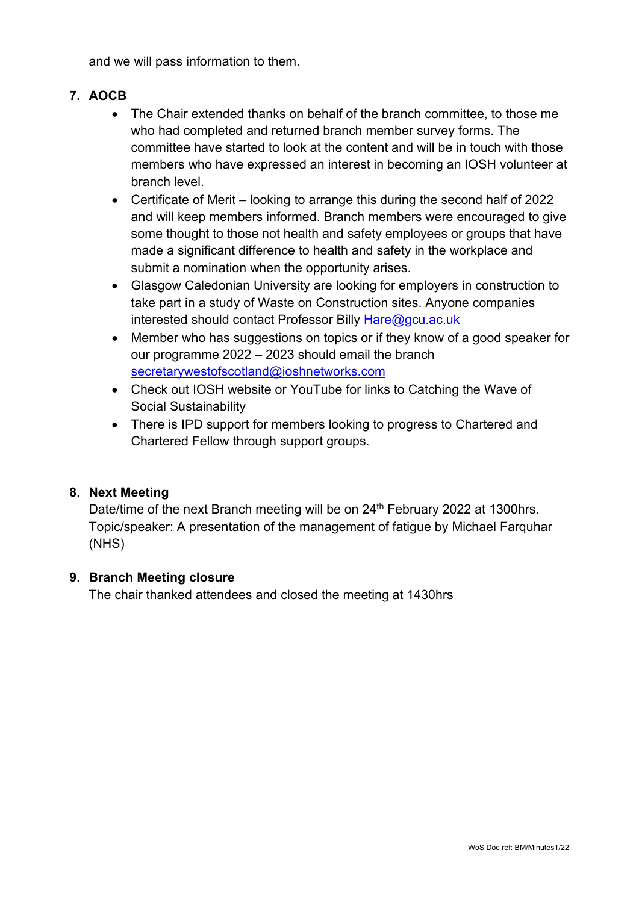and we will pass information to them.

## 7. AOCB

- The Chair extended thanks on behalf of the branch committee, to those me who had completed and returned branch member survey forms. The committee have started to look at the content and will be in touch with those members who have expressed an interest in becoming an IOSH volunteer at branch level.
- Certificate of Merit – looking to arrange this during the second half of 2022 and will keep members informed. Branch members were encouraged to give some thought to those not health and safety employees or groups that have made a significant difference to health and safety in the workplace and submit a nomination when the opportunity arises.
- Glasgow Caledonian University are looking for employers in construction to take part in a study of Waste on Construction sites. Anyone companies interested should contact Professor Billy Hare@gcu.ac.uk
- Member who has suggestions on topics or if they know of a good speaker for our programme 2022 – 2023 should email the branch secretarywestofscotland@ioshnetworks.com
- Check out IOSH website or YouTube for links to Catching the Wave of Social Sustainability
- There is IPD support for members looking to progress to Chartered and Chartered Fellow through support groups.

## 8. Next Meeting

Date/time of the next Branch meeting will be on 24th February 2022 at 1300hrs.
Topic/speaker: A presentation of the management of fatigue by Michael Farquhar (NHS)

## 9. Branch Meeting closure

The chair thanked attendees and closed the meeting at 1430hrs

WoS Doc ref: BM/Minutes1/22